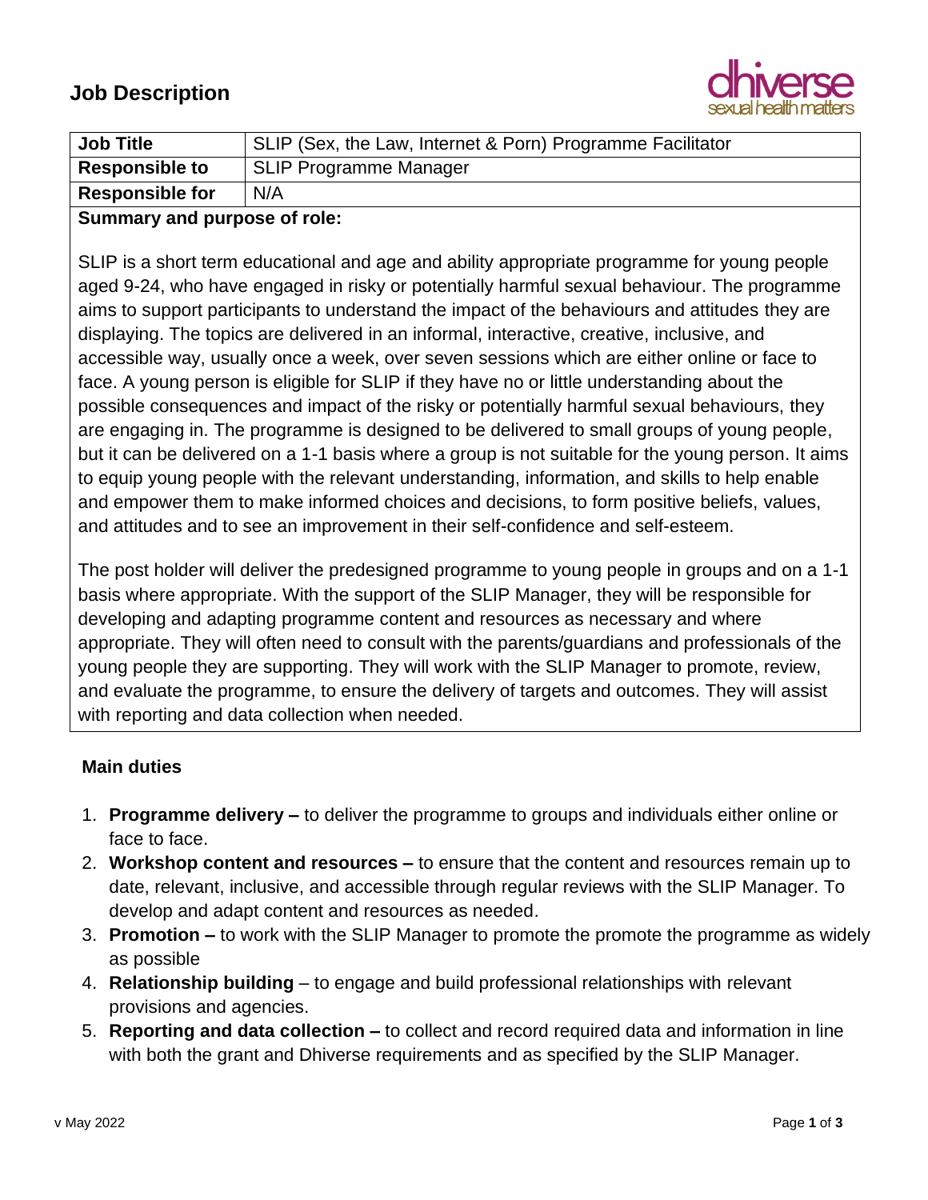# Job Description

dhiverse
sexual health matters

| Job Title | SLIP (Sex, the Law, Internet & Porn) Programme Facilitator |
|---|---|
| Responsible to | SLIP Programme Manager |
| Responsible for | N/A |

**Summary and purpose of role:**

SLIP is a short term educational and age and ability appropriate programme for young people aged 9-24, who have engaged in risky or potentially harmful sexual behaviour. The programme aims to support participants to understand the impact of the behaviours and attitudes they are displaying. The topics are delivered in an informal, interactive, creative, inclusive, and accessible way, usually once a week, over seven sessions which are either online or face to face. A young person is eligible for SLIP if they have no or little understanding about the possible consequences and impact of the risky or potentially harmful sexual behaviours, they are engaging in. The programme is designed to be delivered to small groups of young people, but it can be delivered on a 1-1 basis where a group is not suitable for the young person. It aims to equip young people with the relevant understanding, information, and skills to help enable and empower them to make informed choices and decisions, to form positive beliefs, values, and attitudes and to see an improvement in their self-confidence and self-esteem.

The post holder will deliver the predesigned programme to young people in groups and on a 1-1 basis where appropriate. With the support of the SLIP Manager, they will be responsible for developing and adapting programme content and resources as necessary and where appropriate. They will often need to consult with the parents/guardians and professionals of the young people they are supporting. They will work with the SLIP Manager to promote, review, and evaluate the programme, to ensure the delivery of targets and outcomes. They will assist with reporting and data collection when needed.

## Main duties

1. **Programme delivery –** to deliver the programme to groups and individuals either online or face to face.
2. **Workshop content and resources –** to ensure that the content and resources remain up to date, relevant, inclusive, and accessible through regular reviews with the SLIP Manager. To develop and adapt content and resources as needed.
3. **Promotion –** to work with the SLIP Manager to promote the promote the programme as widely as possible
4. **Relationship building** – to engage and build professional relationships with relevant provisions and agencies.
5. **Reporting and data collection –** to collect and record required data and information in line with both the grant and Dhiverse requirements and as specified by the SLIP Manager.

v May 2022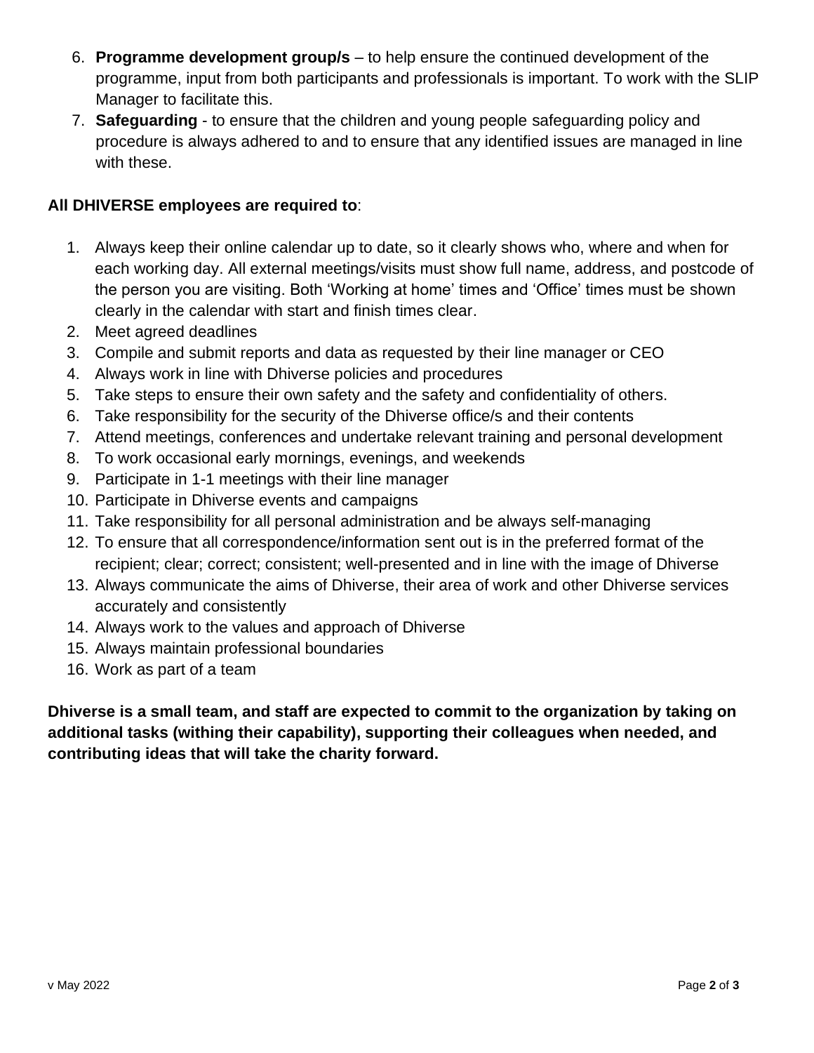6. **Programme development group/s** – to help ensure the continued development of the programme, input from both participants and professionals is important. To work with the SLIP Manager to facilitate this.
7. **Safeguarding** - to ensure that the children and young people safeguarding policy and procedure is always adhered to and to ensure that any identified issues are managed in line with these.

**All DHIVERSE employees are required to**:

1. Always keep their online calendar up to date, so it clearly shows who, where and when for each working day. All external meetings/visits must show full name, address, and postcode of the person you are visiting. Both 'Working at home' times and 'Office' times must be shown clearly in the calendar with start and finish times clear.
2. Meet agreed deadlines
3. Compile and submit reports and data as requested by their line manager or CEO
4. Always work in line with Dhiverse policies and procedures
5. Take steps to ensure their own safety and the safety and confidentiality of others.
6. Take responsibility for the security of the Dhiverse office/s and their contents
7. Attend meetings, conferences and undertake relevant training and personal development
8. To work occasional early mornings, evenings, and weekends
9. Participate in 1-1 meetings with their line manager
10. Participate in Dhiverse events and campaigns
11. Take responsibility for all personal administration and be always self-managing
12. To ensure that all correspondence/information sent out is in the preferred format of the recipient; clear; correct; consistent; well-presented and in line with the image of Dhiverse
13. Always communicate the aims of Dhiverse, their area of work and other Dhiverse services accurately and consistently
14. Always work to the values and approach of Dhiverse
15. Always maintain professional boundaries
16. Work as part of a team

**Dhiverse is a small team, and staff are expected to commit to the organization by taking on additional tasks (withing their capability), supporting their colleagues when needed, and contributing ideas that will take the charity forward.**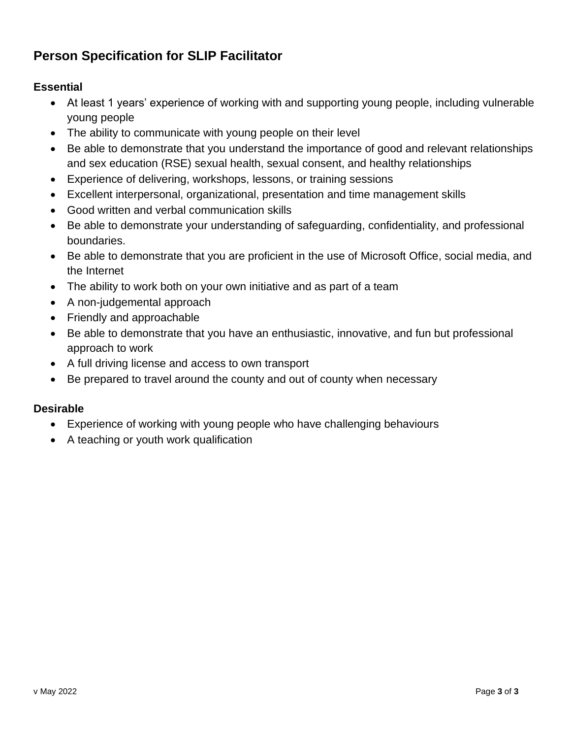## Person Specification for SLIP Facilitator

### Essential

- At least 1 years' experience of working with and supporting young people, including vulnerable young people
- The ability to communicate with young people on their level
- Be able to demonstrate that you understand the importance of good and relevant relationships and sex education (RSE) sexual health, sexual consent, and healthy relationships
- Experience of delivering, workshops, lessons, or training sessions
- Excellent interpersonal, organizational, presentation and time management skills
- Good written and verbal communication skills
- Be able to demonstrate your understanding of safeguarding, confidentiality, and professional boundaries.
- Be able to demonstrate that you are proficient in the use of Microsoft Office, social media, and the Internet
- The ability to work both on your own initiative and as part of a team
- A non-judgemental approach
- Friendly and approachable
- Be able to demonstrate that you have an enthusiastic, innovative, and fun but professional approach to work
- A full driving license and access to own transport
- Be prepared to travel around the county and out of county when necessary

### Desirable

- Experience of working with young people who have challenging behaviours
- A teaching or youth work qualification

v May 2022